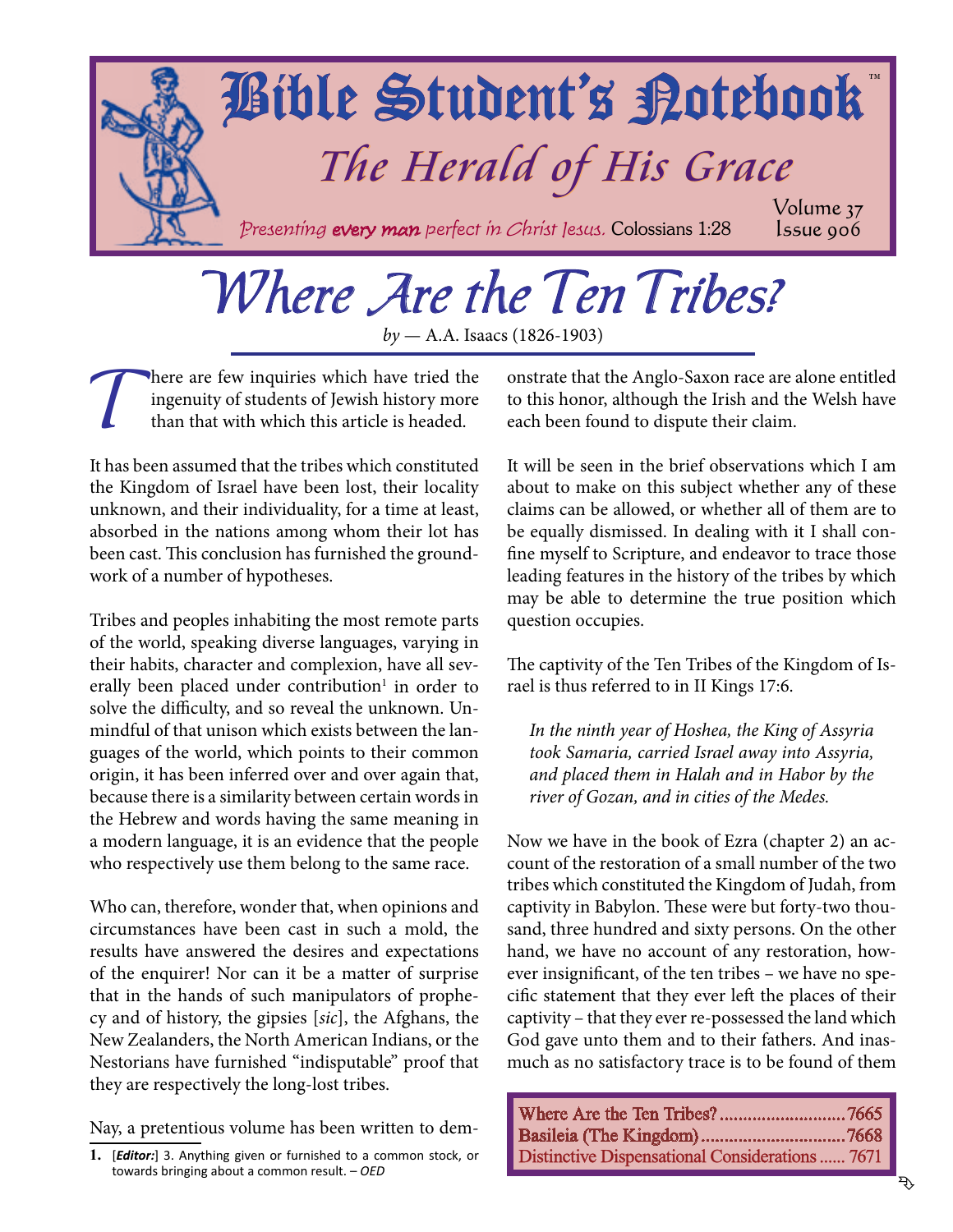# Bible Student's Notebook™

## The Herald of His Grace

*Presenting **every man** perfect in Christ Jesus.* Colossians 1:28

# Where Are the Ten Tribes?

*by* — A.A. Isaacs (1826-1903)

There are few inquiries which have tried the ingenuity of students of Jewish history more than that with which this article is headed.

It has been assumed that the tribes which constituted the Kingdom of Israel have been lost, their locality unknown, and their individuality, for a time at least, absorbed in the nations among whom their lot has been cast. This conclusion has furnished the groundwork of a number of hypotheses.

Tribes and peoples inhabiting the most remote parts of the world, speaking diverse languages, varying in their habits, character and complexion, have all severally been placed under contribution[1] in order to solve the difficulty, and so reveal the unknown. Unmindful of that unison which exists between the languages of the world, which points to their common origin, it has been inferred over and over again that, because there is a similarity between certain words in the Hebrew and words having the same meaning in a modern language, it is an evidence that the people who respectively use them belong to the same race.

Who can, therefore, wonder that, when opinions and circumstances have been cast in such a mold, the results have answered the desires and expectations of the enquirer! Nor can it be a matter of surprise that in the hands of such manipulators of prophecy and of history, the gipsies [*sic*], the Afghans, the New Zealanders, the North American Indians, or the Nestorians have furnished "indisputable" proof that they are respectively the long-lost tribes.

Nay, a pretentious volume has been written to demonstrate that the Anglo-Saxon race are alone entitled to this honor, although the Irish and the Welsh have each been found to dispute their claim.

It will be seen in the brief observations which I am about to make on this subject whether any of these claims can be allowed, or whether all of them are to be equally dismissed. In dealing with it I shall confine myself to Scripture, and endeavor to trace those leading features in the history of the tribes by which may be able to determine the true position which question occupies.

The captivity of the Ten Tribes of the Kingdom of Israel is thus referred to in II Kings 17:6.

> *In the ninth year of Hoshea, the King of Assyria took Samaria, carried Israel away into Assyria, and placed them in Halah and in Habor by the river of Gozan, and in cities of the Medes.*

Now we have in the book of Ezra (chapter 2) an account of the restoration of a small number of the two tribes which constituted the Kingdom of Judah, from captivity in Babylon. These were but forty-two thousand, three hundred and sixty persons. On the other hand, we have no account of any restoration, however insignificant, of the ten tribes – we have no specific statement that they ever left the places of their captivity – that they ever re-possessed the land which God gave unto them and to their fathers. And inasmuch as no satisfactory trace is to be found of them

---

1. [*Editor:*] 3. Anything given or furnished to a common stock, or towards bringing about a common result. – *OED*

---

| | |
|---|---|
| Where Are the Ten Tribes? | 7665 |
| Basileia (The Kingdom) | 7668 |
| Distinctive Dispensational Considerations | 7671 |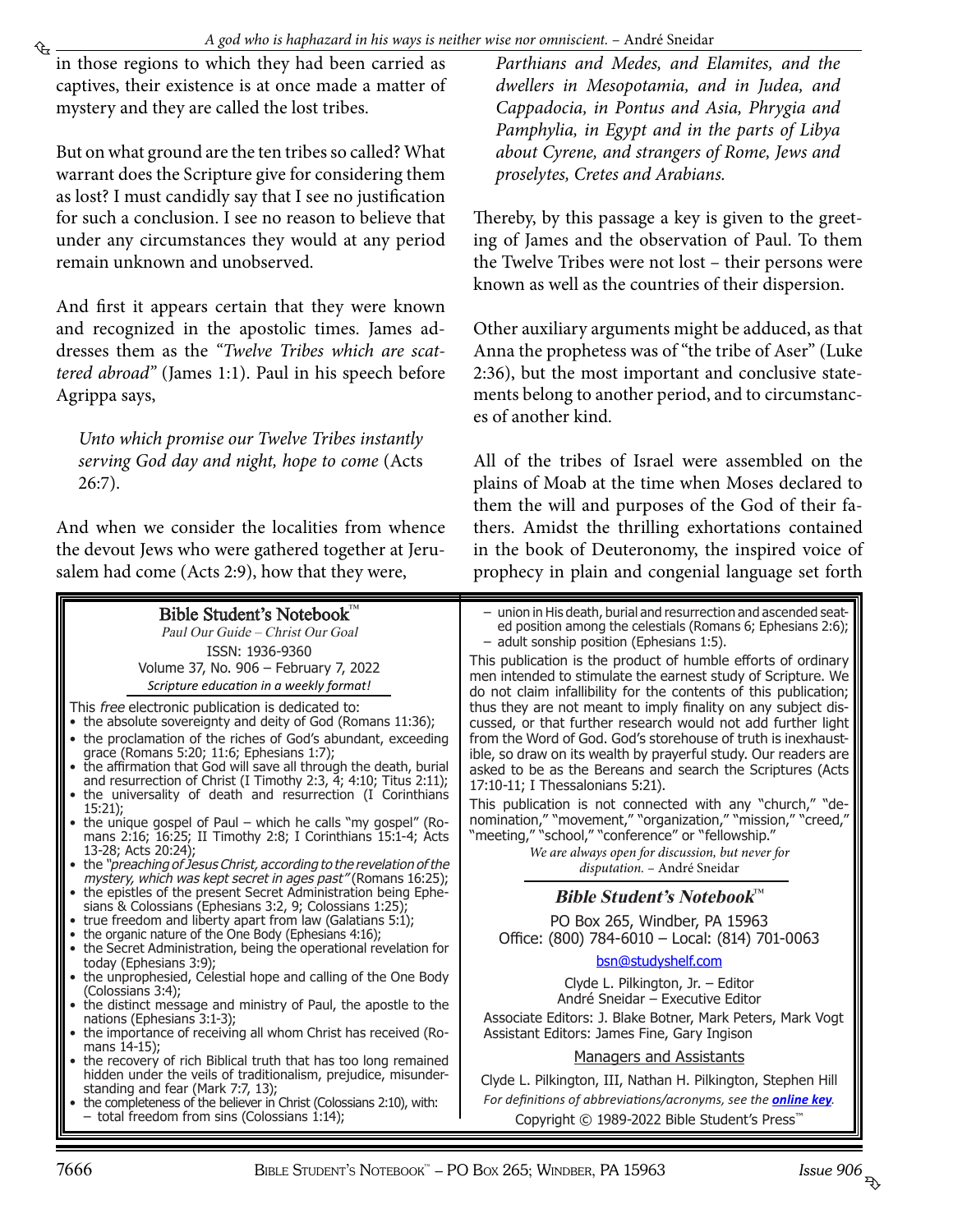in those regions to which they had been carried as captives, their existence is at once made a matter of mystery and they are called the lost tribes.

But on what ground are the ten tribes so called? What warrant does the Scripture give for considering them as lost? I must candidly say that I see no justification for such a conclusion. I see no reason to believe that under any circumstances they would at any period remain unknown and unobserved.

And first it appears certain that they were known and recognized in the apostolic times. James addresses them as the *"Twelve Tribes which are scattered abroad"* (James 1:1). Paul in his speech before Agrippa says,

> *Unto which promise our Twelve Tribes instantly serving God day and night, hope to come* (Acts 26:7).

And when we consider the localities from whence the devout Jews who were gathered together at Jerusalem had come (Acts 2:9), how that they were,

> *Parthians and Medes, and Elamites, and the dwellers in Mesopotamia, and in Judea, and Cappadocia, in Pontus and Asia, Phrygia and Pamphylia, in Egypt and in the parts of Libya about Cyrene, and strangers of Rome, Jews and proselytes, Cretes and Arabians.*

Thereby, by this passage a key is given to the greeting of James and the observation of Paul. To them the Twelve Tribes were not lost – their persons were known as well as the countries of their dispersion.

Other auxiliary arguments might be adduced, as that Anna the prophetess was of "the tribe of Aser" (Luke 2:36), but the most important and conclusive statements belong to another period, and to circumstances of another kind.

All of the tribes of Israel were assembled on the plains of Moab at the time when Moses declared to them the will and purposes of the God of their fathers. Amidst the thrilling exhortations contained in the book of Deuteronomy, the inspired voice of prophecy in plain and congenial language set forth

---

**Bible Student's Notebook™**

*Paul Our Guide – Christ Our Goal*

ISSN: 1936-9360

Volume 37, No. 906 – February 7, 2022

*Scripture education in a weekly format!*

This *free* electronic publication is dedicated to:

- the absolute sovereignty and deity of God (Romans 11:36);
- the proclamation of the riches of God's abundant, exceeding grace (Romans 5:20; 11:6; Ephesians 1:7);
- the affirmation that God will save all through the death, burial and resurrection of Christ (I Timothy 2:3, 4; 4:10; Titus 2:11);
- the universality of death and resurrection (I Corinthians 15:21);
- the unique gospel of Paul – which he calls "my gospel" (Romans 2:16; 16:25; II Timothy 2:8; I Corinthians 15:1-4; Acts 13-28; Acts 20:24);
- the *"preaching of Jesus Christ, according to the revelation of the mystery, which was kept secret in ages past"* (Romans 16:25);
- the epistles of the present Secret Administration being Ephesians & Colossians (Ephesians 3:2, 9; Colossians 1:25);
- true freedom and liberty apart from law (Galatians 5:1);
- the organic nature of the One Body (Ephesians 4:16);
- the Secret Administration, being the operational revelation for today (Ephesians 3:9);
- the unprophesied, Celestial hope and calling of the One Body (Colossians 3:4);
- the distinct message and ministry of Paul, the apostle to the nations (Ephesians 3:1-3);
- the importance of receiving all whom Christ has received (Romans 14-15);
- the recovery of rich Biblical truth that has too long remained hidden under the veils of traditionalism, prejudice, misunderstanding and fear (Mark 7:7, 13);
- the completeness of the believer in Christ (Colossians 2:10), with:
  - total freedom from sins (Colossians 1:14);
  - union in His death, burial and resurrection and ascended seated position among the celestials (Romans 6; Ephesians 2:6);
  - adult sonship position (Ephesians 1:5).

This publication is the product of humble efforts of ordinary men intended to stimulate the earnest study of Scripture. We do not claim infallibility for the contents of this publication; thus they are not meant to imply finality on any subject discussed, or that further research would not add further light from the Word of God. God's storehouse of truth is inexhaustible, so draw on its wealth by prayerful study. Our readers are asked to be as the Bereans and search the Scriptures (Acts 17:10-11; I Thessalonians 5:21).

This publication is not connected with any "church," "denomination," "movement," "organization," "mission," "creed," "meeting," "school," "conference" or "fellowship."

*We are always open for discussion, but never for disputation.* – André Sneidar

**Bible Student's Notebook™**

PO Box 265, Windber, PA 15963

Office: (800) 784-6010 – Local: (814) 701-0063

bsn@studyshelf.com

Clyde L. Pilkington, Jr. – Editor

André Sneidar – Executive Editor

Associate Editors: J. Blake Botner, Mark Peters, Mark Vogt

Assistant Editors: James Fine, Gary Ingison

Managers and Assistants

Clyde L. Pilkington, III, Nathan H. Pilkington, Stephen Hill

*For definitions of abbreviations/acronyms, see the* ***online key****.*

Copyright © 1989-2022 Bible Student's Press™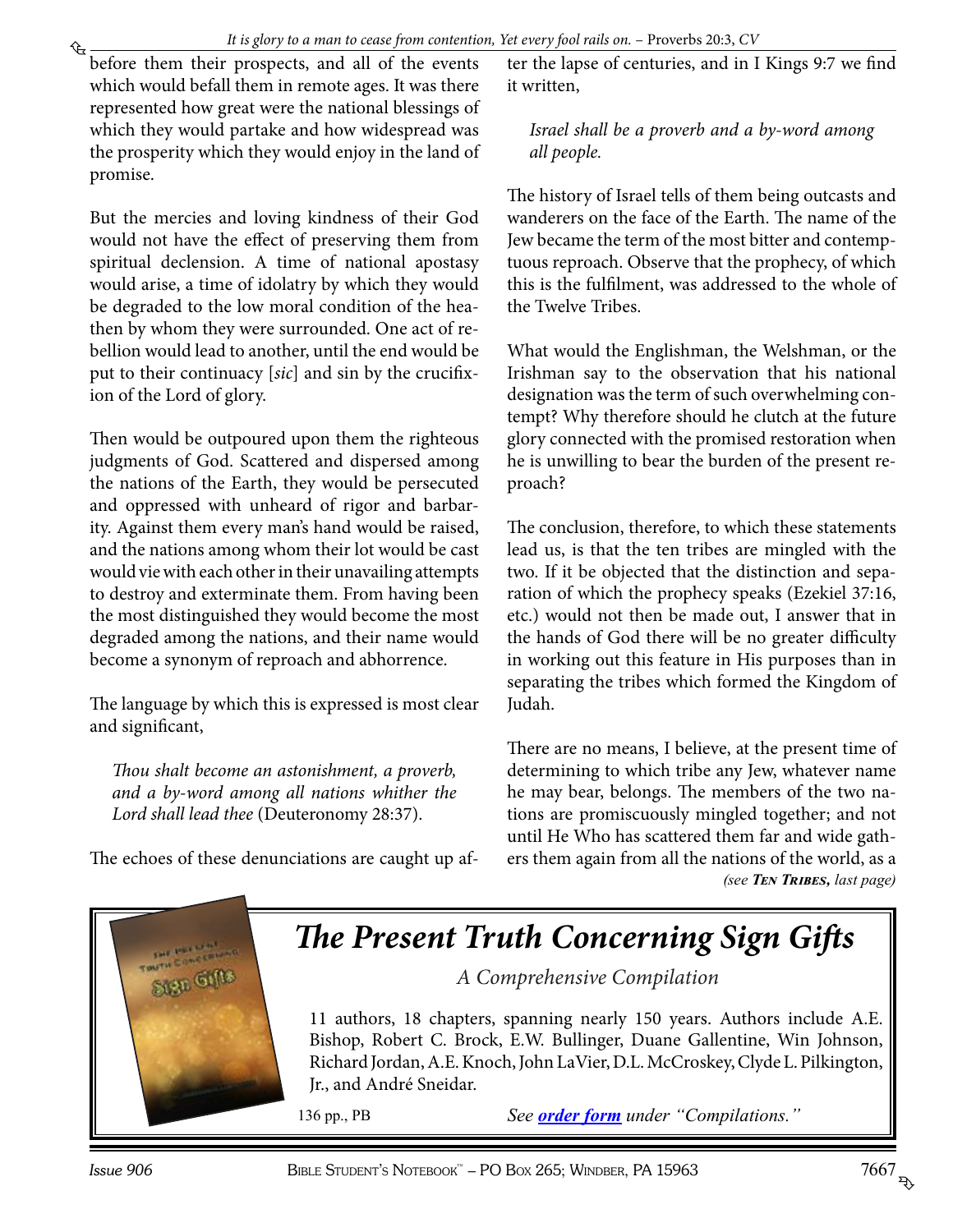before them their prospects, and all of the events which would befall them in remote ages. It was there represented how great were the national blessings of which they would partake and how widespread was the prosperity which they would enjoy in the land of promise.

But the mercies and loving kindness of their God would not have the effect of preserving them from spiritual declension. A time of national apostasy would arise, a time of idolatry by which they would be degraded to the low moral condition of the heathen by whom they were surrounded. One act of rebellion would lead to another, until the end would be put to their continuacy [*sic*] and sin by the crucifixion of the Lord of glory.

Then would be outpoured upon them the righteous judgments of God. Scattered and dispersed among the nations of the Earth, they would be persecuted and oppressed with unheard of rigor and barbarity. Against them every man's hand would be raised, and the nations among whom their lot would be cast would vie with each other in their unavailing attempts to destroy and exterminate them. From having been the most distinguished they would become the most degraded among the nations, and their name would become a synonym of reproach and abhorrence.

The language by which this is expressed is most clear and significant,

> *Thou shalt become an astonishment, a proverb, and a by-word among all nations whither the Lord shall lead thee* (Deuteronomy 28:37).

The echoes of these denunciations are caught up after the lapse of centuries, and in I Kings 9:7 we find it written,

> *Israel shall be a proverb and a by-word among all people.*

The history of Israel tells of them being outcasts and wanderers on the face of the Earth. The name of the Jew became the term of the most bitter and contemptuous reproach. Observe that the prophecy, of which this is the fulfilment, was addressed to the whole of the Twelve Tribes.

What would the Englishman, the Welshman, or the Irishman say to the observation that his national designation was the term of such overwhelming contempt? Why therefore should he clutch at the future glory connected with the promised restoration when he is unwilling to bear the burden of the present reproach?

The conclusion, therefore, to which these statements lead us, is that the ten tribes are mingled with the two. If it be objected that the distinction and separation of which the prophecy speaks (Ezekiel 37:16, etc.) would not then be made out, I answer that in the hands of God there will be no greater difficulty in working out this feature in His purposes than in separating the tribes which formed the Kingdom of Judah.

There are no means, I believe, at the present time of determining to which tribe any Jew, whatever name he may bear, belongs. The members of the two nations are promiscuously mingled together; and not until He Who has scattered them far and wide gathers them again from all the nations of the world, as a

*(see **Ten Tribes,** last page)*

---

## *The Present Truth Concerning Sign Gifts*

*A Comprehensive Compilation*

11 authors, 18 chapters, spanning nearly 150 years. Authors include A.E. Bishop, Robert C. Brock, E.W. Bullinger, Duane Gallentine, Win Johnson, Richard Jordan, A.E. Knoch, John LaVier, D.L. McCroskey, Clyde L. Pilkington, Jr., and André Sneidar.

136 pp., PB — *See **order form** under "Compilations."*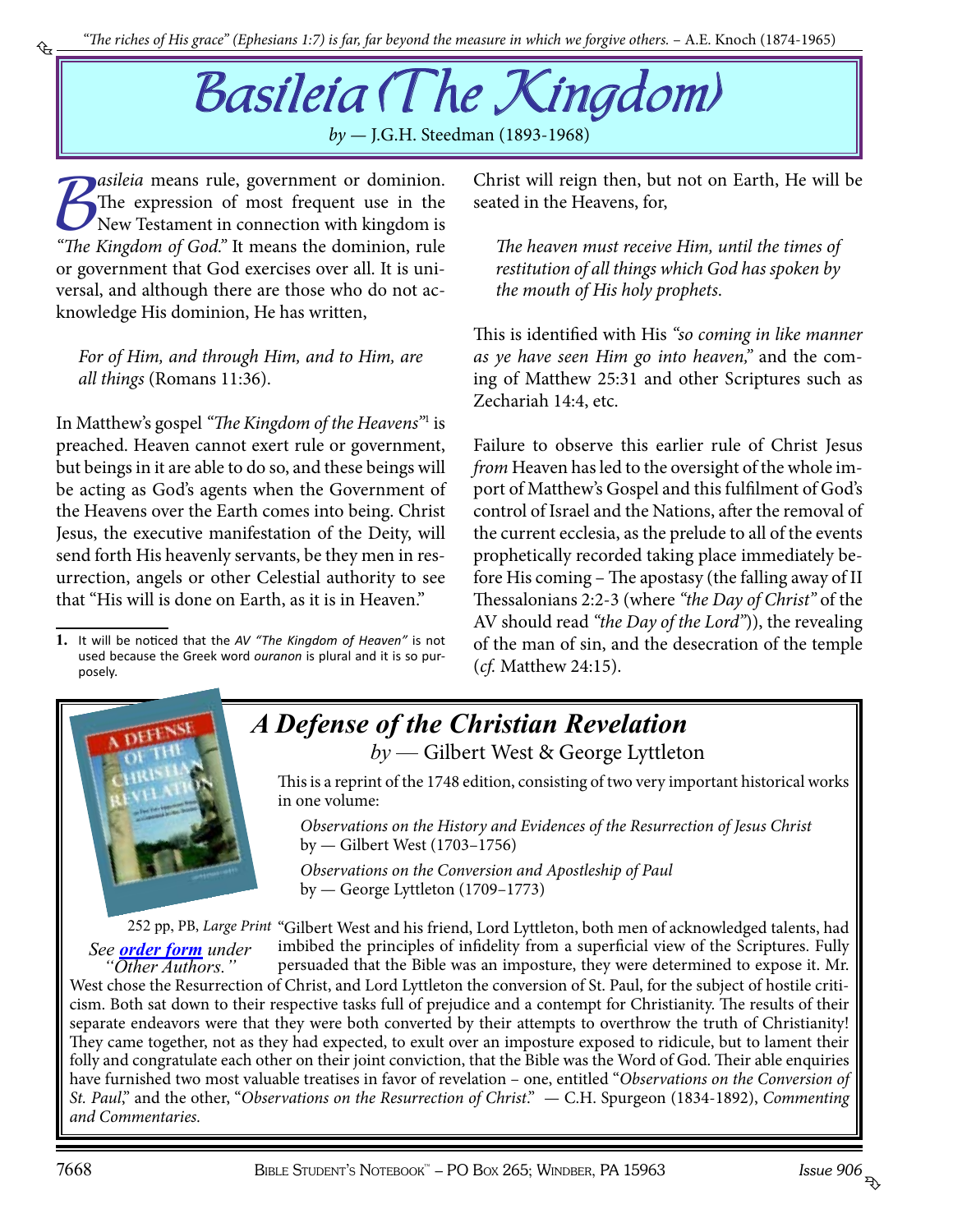# Basileia (The Kingdom)

*by* — J.G.H. Steedman (1893-1968)

*Basileia* means rule, government or dominion. The expression of most frequent use in the New Testament in connection with kingdom is *"The Kingdom of God."* It means the dominion, rule or government that God exercises over all. It is universal, and although there are those who do not acknowledge His dominion, He has written,

> *For of Him, and through Him, and to Him, are all things* (Romans 11:36).

In Matthew's gospel *"The Kingdom of the Heavens"*[1] is preached. Heaven cannot exert rule or government, but beings in it are able to do so, and these beings will be acting as God's agents when the Government of the Heavens over the Earth comes into being. Christ Jesus, the executive manifestation of the Deity, will send forth His heavenly servants, be they men in resurrection, angels or other Celestial authority to see that "His will is done on Earth, as it is in Heaven."

Christ will reign then, but not on Earth, He will be seated in the Heavens, for,

> *The heaven must receive Him, until the times of restitution of all things which God has spoken by the mouth of His holy prophets.*

This is identified with His *"so coming in like manner as ye have seen Him go into heaven,"* and the coming of Matthew 25:31 and other Scriptures such as Zechariah 14:4, etc.

Failure to observe this earlier rule of Christ Jesus *from* Heaven has led to the oversight of the whole import of Matthew's Gospel and this fulfilment of God's control of Israel and the Nations, after the removal of the current ecclesia, as the prelude to all of the events prophetically recorded taking place immediately before His coming – The apostasy (the falling away of II Thessalonians 2:2-3 (where *"the Day of Christ"* of the AV should read *"the Day of the Lord"*)), the revealing of the man of sin, and the desecration of the temple (*cf.* Matthew 24:15).

1. It will be noticed that the *AV "The Kingdom of Heaven"* is not used because the Greek word *ouranon* is plural and it is so purposely.

---

## *A Defense of the Christian Revelation*

*by* — Gilbert West & George Lyttleton

This is a reprint of the 1748 edition, consisting of two very important historical works in one volume:

*Observations on the History and Evidences of the Resurrection of Jesus Christ*
by — Gilbert West (1703–1756)

*Observations on the Conversion and Apostleship of Paul*
by — George Lyttleton (1709–1773)

252 pp, PB, *Large Print*

*See* ***order form*** *under "Other Authors."*

"Gilbert West and his friend, Lord Lyttleton, both men of acknowledged talents, had imbibed the principles of infidelity from a superficial view of the Scriptures. Fully persuaded that the Bible was an imposture, they were determined to expose it. Mr. West chose the Resurrection of Christ, and Lord Lyttleton the conversion of St. Paul, for the subject of hostile criticism. Both sat down to their respective tasks full of prejudice and a contempt for Christianity. The results of their separate endeavors were that they were both converted by their attempts to overthrow the truth of Christianity! They came together, not as they had expected, to exult over an imposture exposed to ridicule, but to lament their folly and congratulate each other on their joint conviction, that the Bible was the Word of God. Their able enquiries have furnished two most valuable treatises in favor of revelation – one, entitled "*Observations on the Conversion of St. Paul*," and the other, "*Observations on the Resurrection of Christ*." — C.H. Spurgeon (1834-1892), *Commenting and Commentaries.*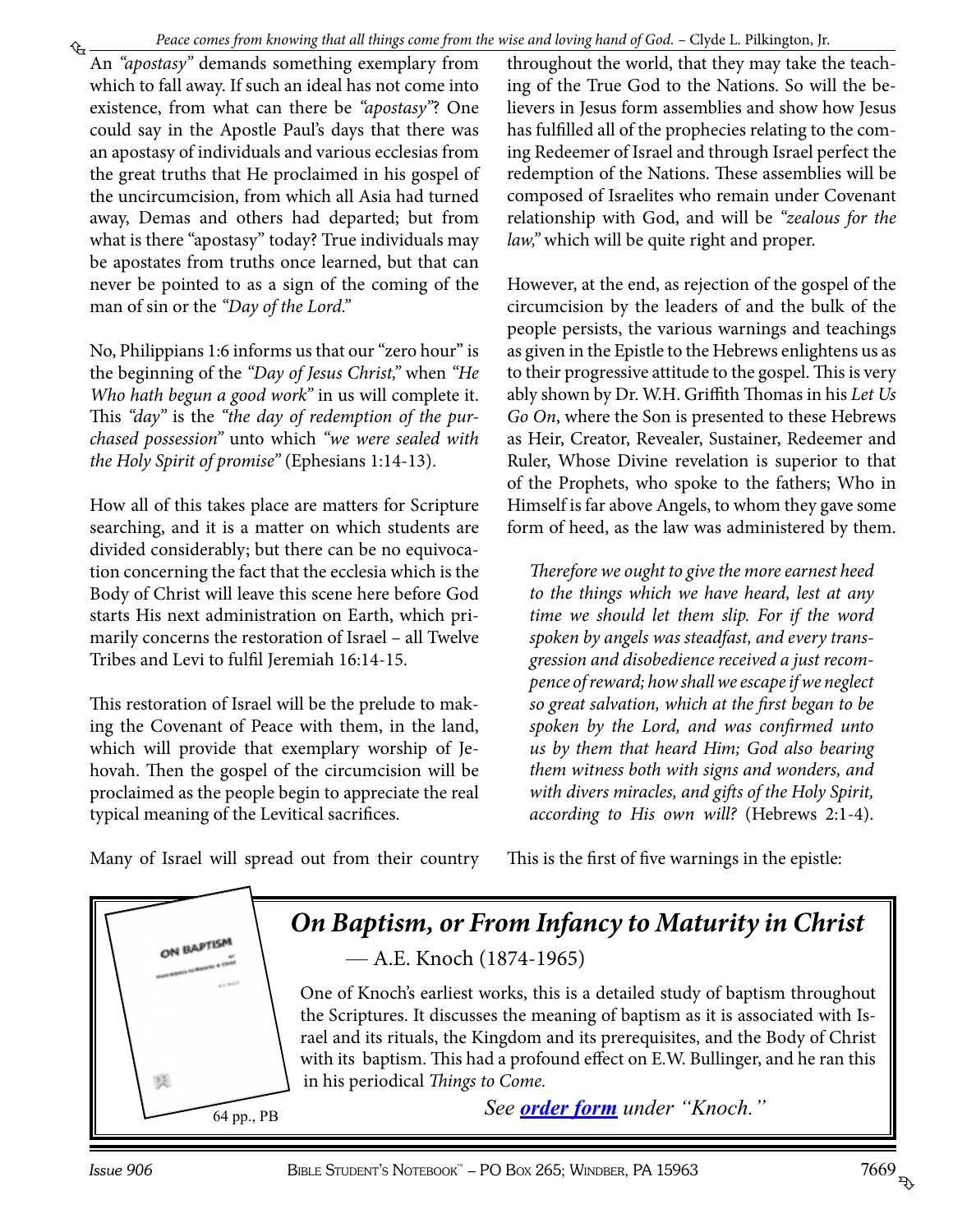An *"apostasy"* demands something exemplary from which to fall away. If such an ideal has not come into existence, from what can there be *"apostasy"*? One could say in the Apostle Paul's days that there was an apostasy of individuals and various ecclesias from the great truths that He proclaimed in his gospel of the uncircumcision, from which all Asia had turned away, Demas and others had departed; but from what is there "apostasy" today? True individuals may be apostates from truths once learned, but that can never be pointed to as a sign of the coming of the man of sin or the *"Day of the Lord."*

No, Philippians 1:6 informs us that our "zero hour" is the beginning of the *"Day of Jesus Christ,"* when *"He Who hath begun a good work"* in us will complete it. This *"day"* is the *"the day of redemption of the purchased possession"* unto which *"we were sealed with the Holy Spirit of promise"* (Ephesians 1:14-13).

How all of this takes place are matters for Scripture searching, and it is a matter on which students are divided considerably; but there can be no equivocation concerning the fact that the ecclesia which is the Body of Christ will leave this scene here before God starts His next administration on Earth, which primarily concerns the restoration of Israel – all Twelve Tribes and Levi to fulfil Jeremiah 16:14-15.

This restoration of Israel will be the prelude to making the Covenant of Peace with them, in the land, which will provide that exemplary worship of Jehovah. Then the gospel of the circumcision will be proclaimed as the people begin to appreciate the real typical meaning of the Levitical sacrifices.

Many of Israel will spread out from their country throughout the world, that they may take the teaching of the True God to the Nations. So will the believers in Jesus form assemblies and show how Jesus has fulfilled all of the prophecies relating to the coming Redeemer of Israel and through Israel perfect the redemption of the Nations. These assemblies will be composed of Israelites who remain under Covenant relationship with God, and will be *"zealous for the law,"* which will be quite right and proper.

However, at the end, as rejection of the gospel of the circumcision by the leaders of and the bulk of the people persists, the various warnings and teachings as given in the Epistle to the Hebrews enlightens us as to their progressive attitude to the gospel. This is very ably shown by Dr. W.H. Griffith Thomas in his *Let Us Go On*, where the Son is presented to these Hebrews as Heir, Creator, Revealer, Sustainer, Redeemer and Ruler, Whose Divine revelation is superior to that of the Prophets, who spoke to the fathers; Who in Himself is far above Angels, to whom they gave some form of heed, as the law was administered by them.

> *Therefore we ought to give the more earnest heed to the things which we have heard, lest at any time we should let them slip. For if the word spoken by angels was steadfast, and every transgression and disobedience received a just recompence of reward; how shall we escape if we neglect so great salvation, which at the first began to be spoken by the Lord, and was confirmed unto us by them that heard Him; God also bearing them witness both with signs and wonders, and with divers miracles, and gifts of the Holy Spirit, according to His own will?* (Hebrews 2:1-4).

This is the first of five warnings in the epistle:

---

## *On Baptism, or From Infancy to Maturity in Christ*

— A.E. Knoch (1874-1965)

One of Knoch's earliest works, this is a detailed study of baptism throughout the Scriptures. It discusses the meaning of baptism as it is associated with Israel and its rituals, the Kingdom and its prerequisites, and the Body of Christ with its baptism. This had a profound effect on E.W. Bullinger, and he ran this in his periodical *Things to Come.*

64 pp., PB

*See **order form** under "Knoch."*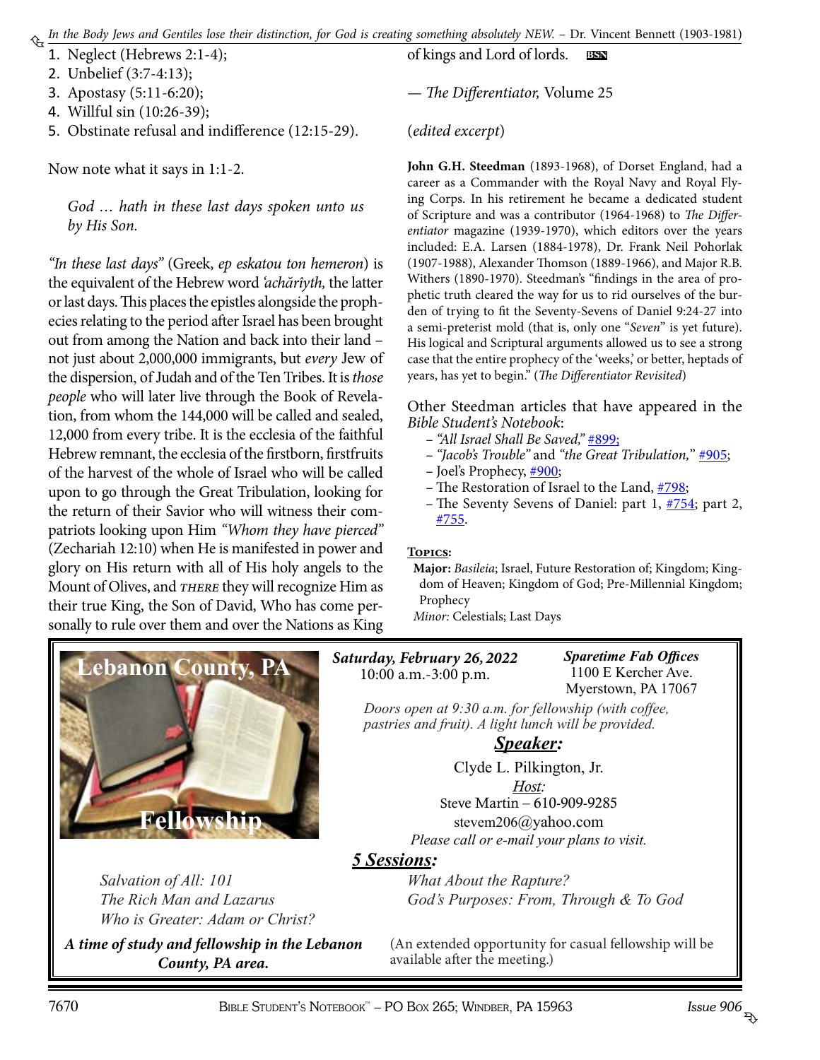*In the Body Jews and Gentiles lose their distinction, for God is creating something absolutely NEW.* – Dr. Vincent Bennett (1903-1981)

1. Neglect (Hebrews 2:1-4);
2. Unbelief (3:7-4:13);
3. Apostasy (5:11-6:20);
4. Willful sin (10:26-39);
5. Obstinate refusal and indifference (12:15-29).

Now note what it says in 1:1-2.

> *God … hath in these last days spoken unto us by His Son.*

*"In these last days"* (Greek, *ep eskatou ton hemeron*) is the equivalent of the Hebrew word *'achărîyth,* the latter or last days. This places the epistles alongside the prophecies relating to the period after Israel has been brought out from among the Nation and back into their land – not just about 2,000,000 immigrants, but *every* Jew of the dispersion, of Judah and of the Ten Tribes. It is *those people* who will later live through the Book of Revelation, from whom the 144,000 will be called and sealed, 12,000 from every tribe. It is the ecclesia of the faithful Hebrew remnant, the ecclesia of the firstborn, firstfruits of the harvest of the whole of Israel who will be called upon to go through the Great Tribulation, looking for the return of their Savior who will witness their compatriots looking upon Him *"Whom they have pierced"* (Zechariah 12:10) when He is manifested in power and glory on His return with all of His holy angels to the Mount of Olives, and *THERE* they will recognize Him as their true King, the Son of David, Who has come personally to rule over them and over the Nations as King of kings and Lord of lords. BSN

— *The Differentiator,* Volume 25

(*edited excerpt*)

**John G.H. Steedman** (1893-1968), of Dorset England, had a career as a Commander with the Royal Navy and Royal Flying Corps. In his retirement he became a dedicated student of Scripture and was a contributor (1964-1968) to *The Differentiator* magazine (1939-1970), which editors over the years included: E.A. Larsen (1884-1978), Dr. Frank Neil Pohorlak (1907-1988), Alexander Thomson (1889-1966), and Major R.B. Withers (1890-1970). Steedman's "findings in the area of prophetic truth cleared the way for us to rid ourselves of the burden of trying to fit the Seventy-Sevens of Daniel 9:24-27 into a semi-preterist mold (that is, only one "*Seven*" is yet future). His logical and Scriptural arguments allowed us to see a strong case that the entire prophecy of the 'weeks,' or better, heptads of years, has yet to begin." (*The Differentiator Revisited*)

Other Steedman articles that have appeared in the *Bible Student's Notebook*:

- *"All Israel Shall Be Saved,"* #899;
- *"Jacob's Trouble"* and *"the Great Tribulation,"* #905;
- Joel's Prophecy, #900;
- The Restoration of Israel to the Land, #798;
- The Seventy Sevens of Daniel: part 1, #754; part 2, #755.

**Topics:**

**Major:** *Basileia*; Israel, Future Restoration of; Kingdom; Kingdom of Heaven; Kingdom of God; Pre-Millennial Kingdom; Prophecy

*Minor:* Celestials; Last Days

---

**Lebanon County, PA Fellowship**

***Saturday, February 26, 2022***
10:00 a.m.-3:00 p.m.

***Sparetime Fab Offices***
1100 E Kercher Ave.
Myerstown, PA 17067

*Doors open at 9:30 a.m. for fellowship (with coffee, pastries and fruit). A light lunch will be provided.*

***Speaker:***

Clyde L. Pilkington, Jr.

*Host:*

Steve Martin – 610-909-9285
stevem206@yahoo.com

*Please call or e-mail your plans to visit.*

***5 Sessions:***

*Salvation of All: 101*
*The Rich Man and Lazarus*
*Who is Greater: Adam or Christ?*
*What About the Rapture?*
*God's Purposes: From, Through & To God*

***A time of study and fellowship in the Lebanon County, PA area.***

(An extended opportunity for casual fellowship will be available after the meeting.)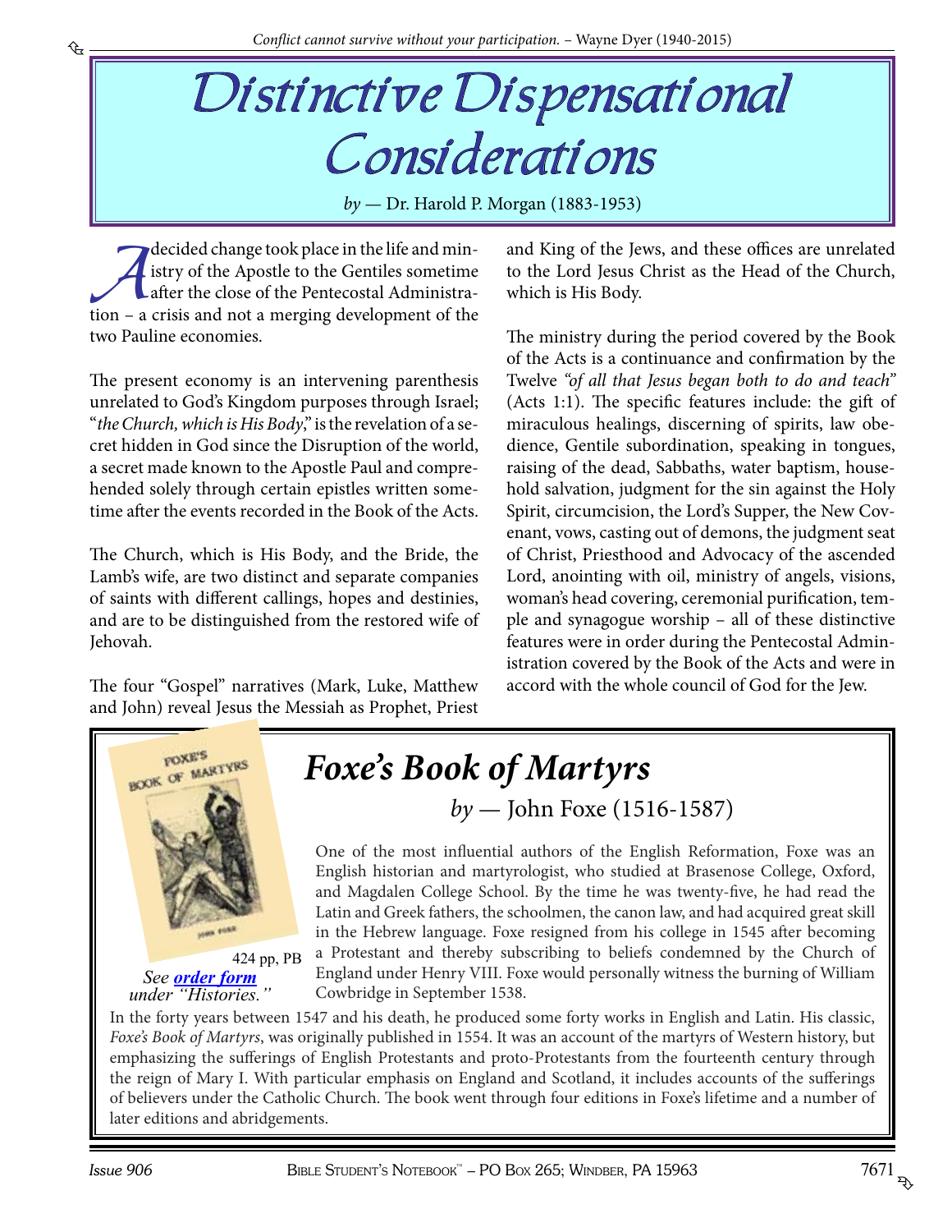# Distinctive Dispensational Considerations

*by* — Dr. Harold P. Morgan (1883-1953)

A decided change took place in the life and ministry of the Apostle to the Gentiles sometime after the close of the Pentecostal Administration – a crisis and not a merging development of the two Pauline economies.

The present economy is an intervening parenthesis unrelated to God's Kingdom purposes through Israel; "*the Church, which is His Body*," is the revelation of a secret hidden in God since the Disruption of the world, a secret made known to the Apostle Paul and comprehended solely through certain epistles written sometime after the events recorded in the Book of the Acts.

The Church, which is His Body, and the Bride, the Lamb's wife, are two distinct and separate companies of saints with different callings, hopes and destinies, and are to be distinguished from the restored wife of Jehovah.

The four "Gospel" narratives (Mark, Luke, Matthew and John) reveal Jesus the Messiah as Prophet, Priest and King of the Jews, and these offices are unrelated to the Lord Jesus Christ as the Head of the Church, which is His Body.

The ministry during the period covered by the Book of the Acts is a continuance and confirmation by the Twelve *"of all that Jesus began both to do and teach"* (Acts 1:1). The specific features include: the gift of miraculous healings, discerning of spirits, law obedience, Gentile subordination, speaking in tongues, raising of the dead, Sabbaths, water baptism, household salvation, judgment for the sin against the Holy Spirit, circumcision, the Lord's Supper, the New Covenant, vows, casting out of demons, the judgment seat of Christ, Priesthood and Advocacy of the ascended Lord, anointing with oil, ministry of angels, visions, woman's head covering, ceremonial purification, temple and synagogue worship – all of these distinctive features were in order during the Pentecostal Administration covered by the Book of the Acts and were in accord with the whole council of God for the Jew.

## *Foxe's Book of Martyrs*

*by* — John Foxe (1516-1587)

424 pp, PB

*See order form under "Histories."*

One of the most influential authors of the English Reformation, Foxe was an English historian and martyrologist, who studied at Brasenose College, Oxford, and Magdalen College School. By the time he was twenty-five, he had read the Latin and Greek fathers, the schoolmen, the canon law, and had acquired great skill in the Hebrew language. Foxe resigned from his college in 1545 after becoming a Protestant and thereby subscribing to beliefs condemned by the Church of England under Henry VIII. Foxe would personally witness the burning of William Cowbridge in September 1538.

In the forty years between 1547 and his death, he produced some forty works in English and Latin. His classic, *Foxe's Book of Martyrs*, was originally published in 1554. It was an account of the martyrs of Western history, but emphasizing the sufferings of English Protestants and proto-Protestants from the fourteenth century through the reign of Mary I. With particular emphasis on England and Scotland, it includes accounts of the sufferings of believers under the Catholic Church. The book went through four editions in Foxe's lifetime and a number of later editions and abridgements.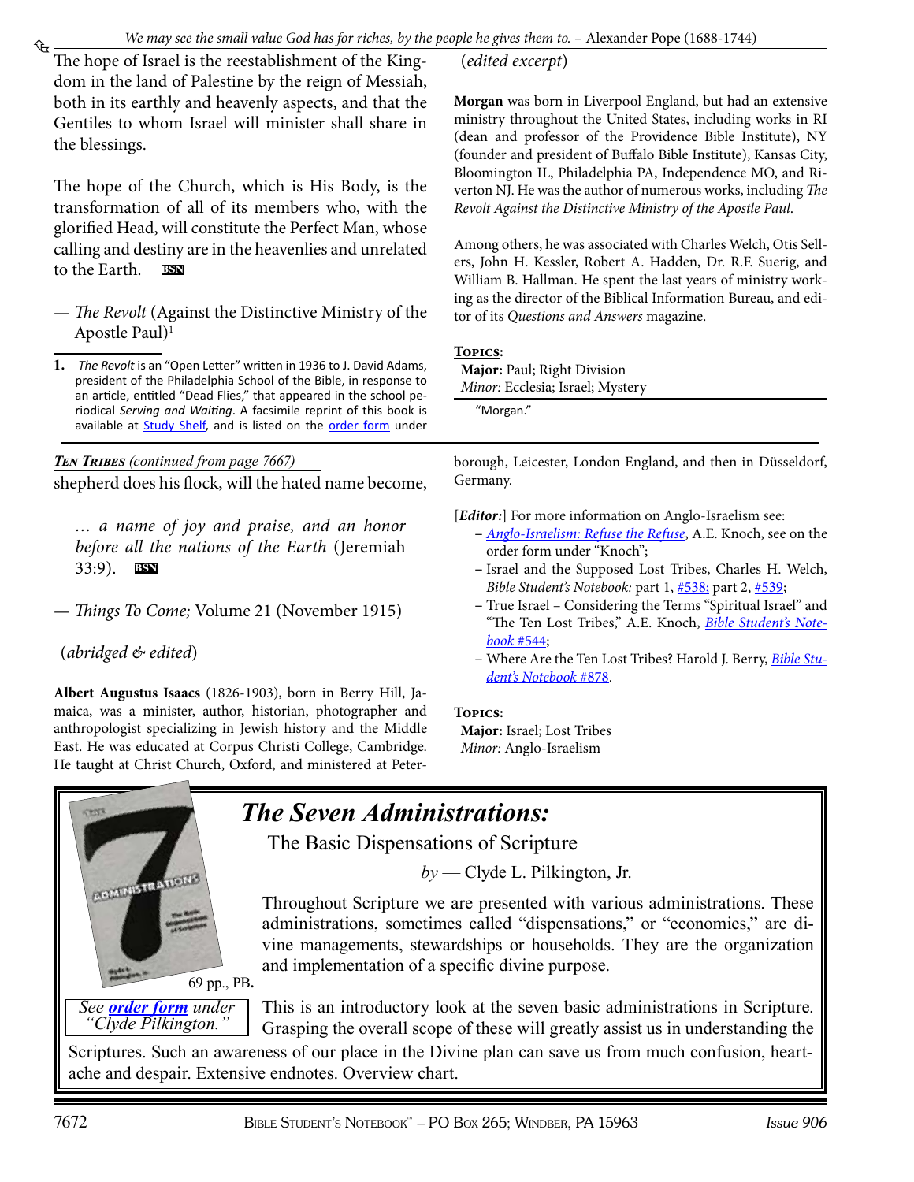*We may see the small value God has for riches, by the people he gives them to.* – Alexander Pope (1688-1744)

The hope of Israel is the reestablishment of the Kingdom in the land of Palestine by the reign of Messiah, both in its earthly and heavenly aspects, and that the Gentiles to whom Israel will minister shall share in the blessings.

The hope of the Church, which is His Body, is the transformation of all of its members who, with the glorified Head, will constitute the Perfect Man, whose calling and destiny are in the heavenlies and unrelated to the Earth. BSN

— *The Revolt* (Against the Distinctive Ministry of the Apostle Paul)[1]

1. *The Revolt* is an "Open Letter" written in 1936 to J. David Adams, president of the Philadelphia School of the Bible, in response to an article, entitled "Dead Flies," that appeared in the school periodical *Serving and Waiting*. A facsimile reprint of this book is available at Study Shelf, and is listed on the order form under "Morgan."

(*edited excerpt*)

**Morgan** was born in Liverpool England, but had an extensive ministry throughout the United States, including works in RI (dean and professor of the Providence Bible Institute), NY (founder and president of Buffalo Bible Institute), Kansas City, Bloomington IL, Philadelphia PA, Independence MO, and Riverton NJ. He was the author of numerous works, including *The Revolt Against the Distinctive Ministry of the Apostle Paul.*

Among others, he was associated with Charles Welch, Otis Sellers, John H. Kessler, Robert A. Hadden, Dr. R.F. Suerig, and William B. Hallman. He spent the last years of ministry working as the director of the Biblical Information Bureau, and editor of its *Questions and Answers* magazine.

**Topics:**
**Major:** Paul; Right Division
*Minor:* Ecclesia; Israel; Mystery

***Ten Tribes*** *(continued from page 7667)*

shepherd does his flock, will the hated name become,

> *... a name of joy and praise, and an honor before all the nations of the Earth* (Jeremiah 33:9). BSN

— *Things To Come;* Volume 21 (November 1915)

(*abridged & edited*)

**Albert Augustus Isaacs** (1826-1903), born in Berry Hill, Jamaica, was a minister, author, historian, photographer and anthropologist specializing in Jewish history and the Middle East. He was educated at Corpus Christi College, Cambridge. He taught at Christ Church, Oxford, and ministered at Peterborough, Leicester, London England, and then in Düsseldorf, Germany.

[***Editor:***] For more information on Anglo-Israelism see:

- *Anglo-Israelism: Refuse the Refuse*, A.E. Knoch, see on the order form under "Knoch";
- Israel and the Supposed Lost Tribes, Charles H. Welch, *Bible Student's Notebook:* part 1, #538; part 2, #539;
- True Israel – Considering the Terms "Spiritual Israel" and "The Ten Lost Tribes," A.E. Knoch, *Bible Student's Notebook #544*;
- Where Are the Ten Lost Tribes? Harold J. Berry, *Bible Student's Notebook #878*.

**Topics:**
**Major:** Israel; Lost Tribes
*Minor:* Anglo-Israelism

## *The Seven Administrations:*

The Basic Dispensations of Scripture

*by* — Clyde L. Pilkington, Jr.

69 pp., PB.

*See **order form** under "Clyde Pilkington."*

Throughout Scripture we are presented with various administrations. These administrations, sometimes called "dispensations," or "economies," are divine managements, stewardships or households. They are the organization and implementation of a specific divine purpose.

This is an introductory look at the seven basic administrations in Scripture. Grasping the overall scope of these will greatly assist us in understanding the Scriptures. Such an awareness of our place in the Divine plan can save us from much confusion, heartache and despair. Extensive endnotes. Overview chart.